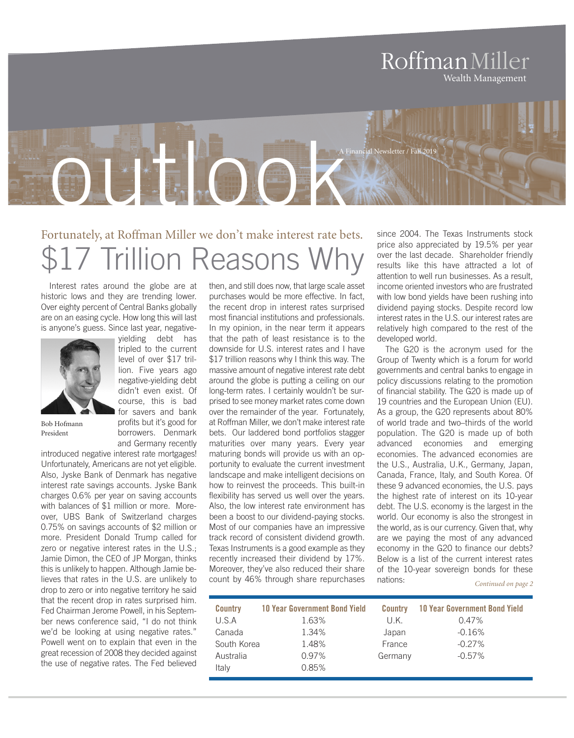Roffman Miller Wealth Management

# outlook

A Financial Newsletter / Fall 2019

## Fortunately, at Roffman Miller we don't make interest rate bets.

# $17 Trillion Reasons Why

Interest rates around the globe are at historic lows and they are trending lower. Over eighty percent of Central Banks globally are on an easing cycle. How long this will last is anyone's guess. Since last year, negative-yielding debt has tripled to the current level of over $17 trillion. Five years ago negative-yielding debt didn't even exist. Of course, this is bad for savers and bank profits but it's good for borrowers. Denmark and Germany recently introduced negative interest rate mortgages! Unfortunately, Americans are not yet eligible. Also, Jyske Bank of Denmark has negative interest rate savings accounts. Jyske Bank charges 0.6% per year on saving accounts with balances of $1 million or more. Moreover, UBS Bank of Switzerland charges 0.75% on savings accounts of $2 million or more. President Donald Trump called for zero or negative interest rates in the U.S.; Jamie Dimon, the CEO of JP Morgan, thinks this is unlikely to happen. Although Jamie believes that rates in the U.S. are unlikely to drop to zero or into negative territory he said that the recent drop in rates surprised him. Fed Chairman Jerome Powell, in his September news conference said, "I do not think we'd be looking at using negative rates." Powell went on to explain that even in the great recession of 2008 they decided against the use of negative rates. The Fed believed then, and still does now, that large scale asset purchases would be more effective. In fact, the recent drop in interest rates surprised most financial institutions and professionals. In my opinion, in the near term it appears that the path of least resistance is to the downside for U.S. interest rates and I have $17 trillion reasons why I think this way. The massive amount of negative interest rate debt around the globe is putting a ceiling on our long-term rates. I certainly wouldn't be surprised to see money market rates come down over the remainder of the year. Fortunately, at Roffman Miller, we don't make interest rate bets. Our laddered bond portfolios stagger maturities over many years. Every year maturing bonds will provide us with an opportunity to evaluate the current investment landscape and make intelligent decisions on how to reinvest the proceeds. This built-in flexibility has served us well over the years. Also, the low interest rate environment has been a boost to our dividend-paying stocks. Most of our companies have an impressive track record of consistent dividend growth. Texas Instruments is a good example as they recently increased their dividend by 17%. Moreover, they've also reduced their share count by 46% through share repurchases since 2004. The Texas Instruments stock price also appreciated by 19.5% per year over the last decade. Shareholder friendly results like this have attracted a lot of attention to well run businesses. As a result, income oriented investors who are frustrated with low bond yields have been rushing into dividend paying stocks. Despite record low interest rates in the U.S. our interest rates are relatively high compared to the rest of the developed world.

Bob Hofmann
President

The G20 is the acronym used for the Group of Twenty which is a forum for world governments and central banks to engage in policy discussions relating to the promotion of financial stability. The G20 is made up of 19 countries and the European Union (EU). As a group, the G20 represents about 80% of world trade and two–thirds of the world population. The G20 is made up of both advanced economies and emerging economies. The advanced economies are the U.S., Australia, U.K., Germany, Japan, Canada, France, Italy, and South Korea. Of these 9 advanced economies, the U.S. pays the highest rate of interest on its 10-year debt. The U.S. economy is the largest in the world. Our economy is also the strongest in the world, as is our currency. Given that, why are we paying the most of any advanced economy in the G20 to finance our debts? Below is a list of the current interest rates of the 10-year sovereign bonds for these nations:

*Continued on page 2*

| Country | 10 Year Government Bond Yield | Country | 10 Year Government Bond Yield |
|---|---|---|---|
| U.S.A | 1.63% | U.K. | 0.47% |
| Canada | 1.34% | Japan | -0.16% |
| South Korea | 1.48% | France | -0.27% |
| Australia | 0.97% | Germany | -0.57% |
| Italy | 0.85% | | |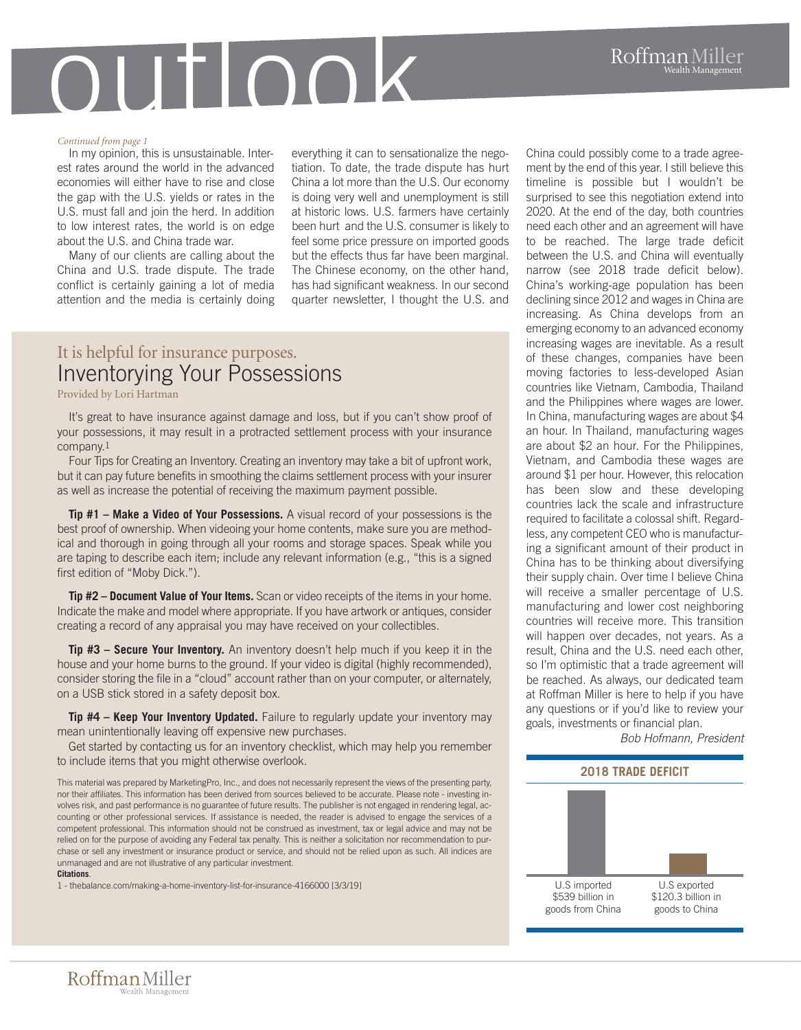*Continued from page 1*

In my opinion, this is unsustainable. Interest rates around the world in the advanced economies will either have to rise and close the gap with the U.S. yields or rates in the U.S. must fall and join the herd. In addition to low interest rates, the world is on edge about the U.S. and China trade war.

Many of our clients are calling about the China and U.S. trade dispute. The trade conflict is certainly gaining a lot of media attention and the media is certainly doing everything it can to sensationalize the negotiation. To date, the trade dispute has hurt China a lot more than the U.S. Our economy is doing very well and unemployment is still at historic lows. U.S. farmers have certainly been hurt and the U.S. consumer is likely to feel some price pressure on imported goods but the effects thus far have been marginal. The Chinese economy, on the other hand, has had significant weakness. In our second quarter newsletter, I thought the U.S. and China could possibly come to a trade agreement by the end of this year. I still believe this timeline is possible but I wouldn't be surprised to see this negotiation extend into 2020. At the end of the day, both countries need each other and an agreement will have to be reached. The large trade deficit between the U.S. and China will eventually narrow (see 2018 trade deficit below). China's working-age population has been declining since 2012 and wages in China are increasing. As China develops from an emerging economy to an advanced economy increasing wages are inevitable. As a result of these changes, companies have been moving factories to less-developed Asian countries like Vietnam, Cambodia, Thailand and the Philippines where wages are lower. In China, manufacturing wages are about $4 an hour. In Thailand, manufacturing wages are about $2 an hour. For the Philippines, Vietnam, and Cambodia these wages are around $1 per hour. However, this relocation has been slow and these developing countries lack the scale and infrastructure required to facilitate a colossal shift. Regardless, any competent CEO who is manufacturing a significant amount of their product in China has to be thinking about diversifying their supply chain. Over time I believe China will receive a smaller percentage of U.S. manufacturing and lower cost neighboring countries will receive more. This transition will happen over decades, not years. As a result, China and the U.S. need each other, so I'm optimistic that a trade agreement will be reached. As always, our dedicated team at Roffman Miller is here to help if you have any questions or if you'd like to review your goals, investments or financial plan.

*Bob Hofmann, President*

**2018 TRADE DEFICIT**

| U.S imported $539 billion in goods from China | U.S exported $120.3 billion in goods to China |
|---|---|

## It is helpful for insurance purposes.
# Inventorying Your Possessions

Provided by Lori Hartman

It's great to have insurance against damage and loss, but if you can't show proof of your possessions, it may result in a protracted settlement process with your insurance company.[1]

Four Tips for Creating an Inventory. Creating an inventory may take a bit of upfront work, but it can pay future benefits in smoothing the claims settlement process with your insurer as well as increase the potential of receiving the maximum payment possible.

**Tip #1 – Make a Video of Your Possessions.** A visual record of your possessions is the best proof of ownership. When videoing your home contents, make sure you are methodical and thorough in going through all your rooms and storage spaces. Speak while you are taping to describe each item; include any relevant information (e.g., "this is a signed first edition of "Moby Dick.").

**Tip #2 – Document Value of Your Items.** Scan or video receipts of the items in your home. Indicate the make and model where appropriate. If you have artwork or antiques, consider creating a record of any appraisal you may have received on your collectibles.

**Tip #3 – Secure Your Inventory.** An inventory doesn't help much if you keep it in the house and your home burns to the ground. If your video is digital (highly recommended), consider storing the file in a "cloud" account rather than on your computer, or alternately, on a USB stick stored in a safety deposit box.

**Tip #4 – Keep Your Inventory Updated.** Failure to regularly update your inventory may mean unintentionally leaving off expensive new purchases.

Get started by contacting us for an inventory checklist, which may help you remember to include items that you might otherwise overlook.

This material was prepared by MarketingPro, Inc., and does not necessarily represent the views of the presenting party, nor their affiliates. This information has been derived from sources believed to be accurate. Please note - investing involves risk, and past performance is no guarantee of future results. The publisher is not engaged in rendering legal, accounting or other professional services. If assistance is needed, the reader is advised to engage the services of a competent professional. This information should not be construed as investment, tax or legal advice and may not be relied on for the purpose of avoiding any Federal tax penalty. This is neither a solicitation nor recommendation to purchase or sell any investment or insurance product or service, and should not be relied upon as such. All indices are unmanaged and are not illustrative of any particular investment.

**Citations**.

1 - thebalance.com/making-a-home-inventory-list-for-insurance-4166000 [3/3/19]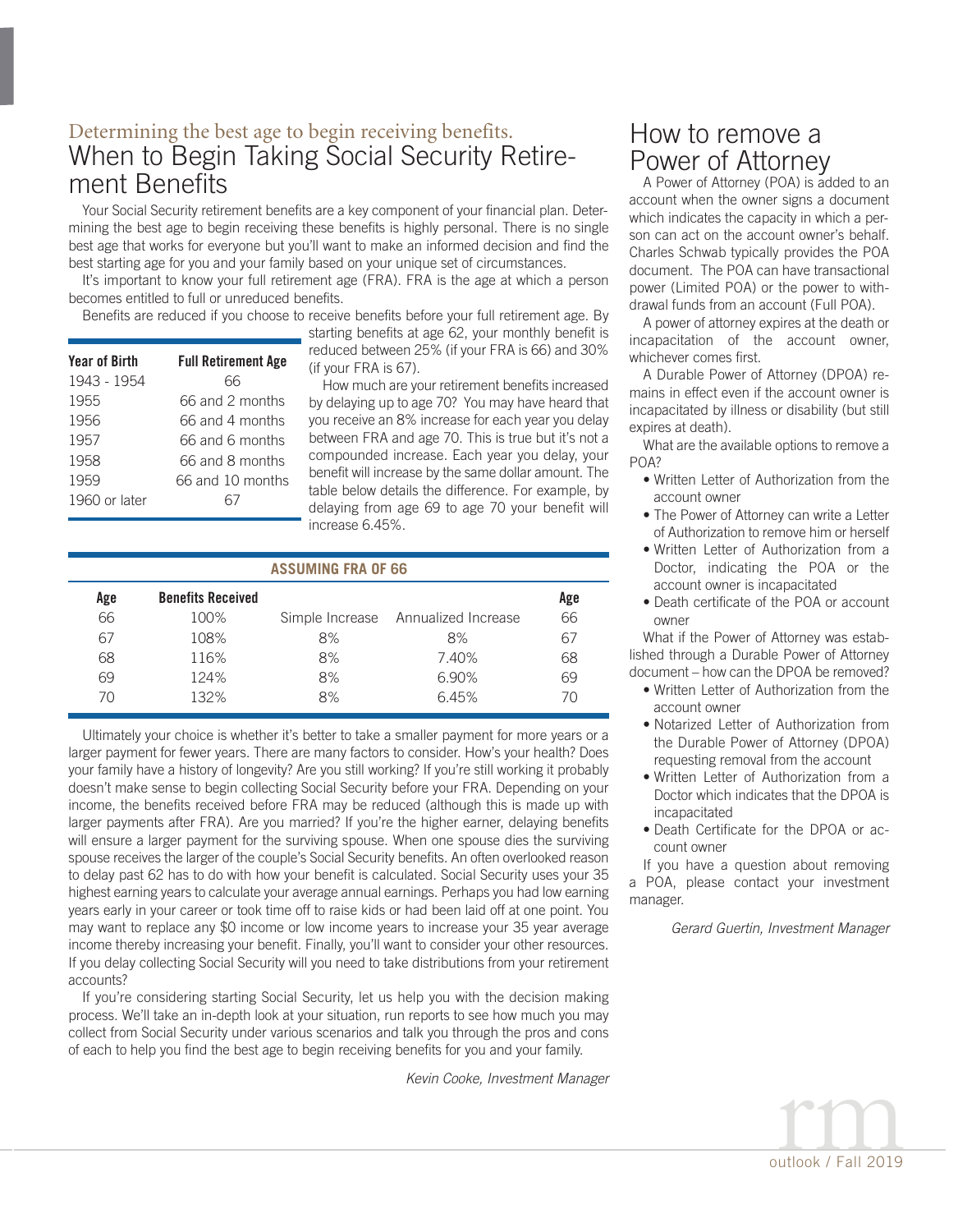### Determining the best age to begin receiving benefits.

# When to Begin Taking Social Security Retirement Benefits

Your Social Security retirement benefits are a key component of your financial plan. Determining the best age to begin receiving these benefits is highly personal. There is no single best age that works for everyone but you'll want to make an informed decision and find the best starting age for you and your family based on your unique set of circumstances.

It's important to know your full retirement age (FRA). FRA is the age at which a person becomes entitled to full or unreduced benefits.

Benefits are reduced if you choose to receive benefits before your full retirement age. By starting benefits at age 62, your monthly benefit is reduced between 25% (if your FRA is 66) and 30% (if your FRA is 67).

| Year of Birth | Full Retirement Age |
|---|---|
| 1943 - 1954 | 66 |
| 1955 | 66 and 2 months |
| 1956 | 66 and 4 months |
| 1957 | 66 and 6 months |
| 1958 | 66 and 8 months |
| 1959 | 66 and 10 months |
| 1960 or later | 67 |

How much are your retirement benefits increased by delaying up to age 70? You may have heard that you receive an 8% increase for each year you delay between FRA and age 70. This is true but it's not a compounded increase. Each year you delay, your benefit will increase by the same dollar amount. The table below details the difference. For example, by delaying from age 69 to age 70 your benefit will increase 6.45%.

| ASSUMING FRA OF 66 | | | | |
|---|---|---|---|---|
| **Age** | **Benefits Received** | | | **Age** |
| 66 | 100% | Simple Increase | Annualized Increase | 66 |
| 67 | 108% | 8% | 8% | 67 |
| 68 | 116% | 8% | 7.40% | 68 |
| 69 | 124% | 8% | 6.90% | 69 |
| 70 | 132% | 8% | 6.45% | 70 |

Ultimately your choice is whether it's better to take a smaller payment for more years or a larger payment for fewer years. There are many factors to consider. How's your health? Does your family have a history of longevity? Are you still working? If you're still working it probably doesn't make sense to begin collecting Social Security before your FRA. Depending on your income, the benefits received before FRA may be reduced (although this is made up with larger payments after FRA). Are you married? If you're the higher earner, delaying benefits will ensure a larger payment for the surviving spouse. When one spouse dies the surviving spouse receives the larger of the couple's Social Security benefits. An often overlooked reason to delay past 62 has to do with how your benefit is calculated. Social Security uses your 35 highest earning years to calculate your average annual earnings. Perhaps you had low earning years early in your career or took time off to raise kids or had been laid off at one point. You may want to replace any $0 income or low income years to increase your 35 year average income thereby increasing your benefit. Finally, you'll want to consider your other resources. If you delay collecting Social Security will you need to take distributions from your retirement accounts?

If you're considering starting Social Security, let us help you with the decision making process. We'll take an in-depth look at your situation, run reports to see how much you may collect from Social Security under various scenarios and talk you through the pros and cons of each to help you find the best age to begin receiving benefits for you and your family.

*Kevin Cooke, Investment Manager*

# How to remove a Power of Attorney

A Power of Attorney (POA) is added to an account when the owner signs a document which indicates the capacity in which a person can act on the account owner's behalf. Charles Schwab typically provides the POA document. The POA can have transactional power (Limited POA) or the power to withdrawal funds from an account (Full POA).

A power of attorney expires at the death or incapacitation of the account owner, whichever comes first.

A Durable Power of Attorney (DPOA) remains in effect even if the account owner is incapacitated by illness or disability (but still expires at death).

What are the available options to remove a POA?

- Written Letter of Authorization from the account owner
- The Power of Attorney can write a Letter of Authorization to remove him or herself
- Written Letter of Authorization from a Doctor, indicating the POA or the account owner is incapacitated
- Death certificate of the POA or account owner

What if the Power of Attorney was established through a Durable Power of Attorney document – how can the DPOA be removed?

- Written Letter of Authorization from the account owner
- Notarized Letter of Authorization from the Durable Power of Attorney (DPOA) requesting removal from the account
- Written Letter of Authorization from a Doctor which indicates that the DPOA is incapacitated
- Death Certificate for the DPOA or account owner

If you have a question about removing a POA, please contact your investment manager.

*Gerard Guertin, Investment Manager*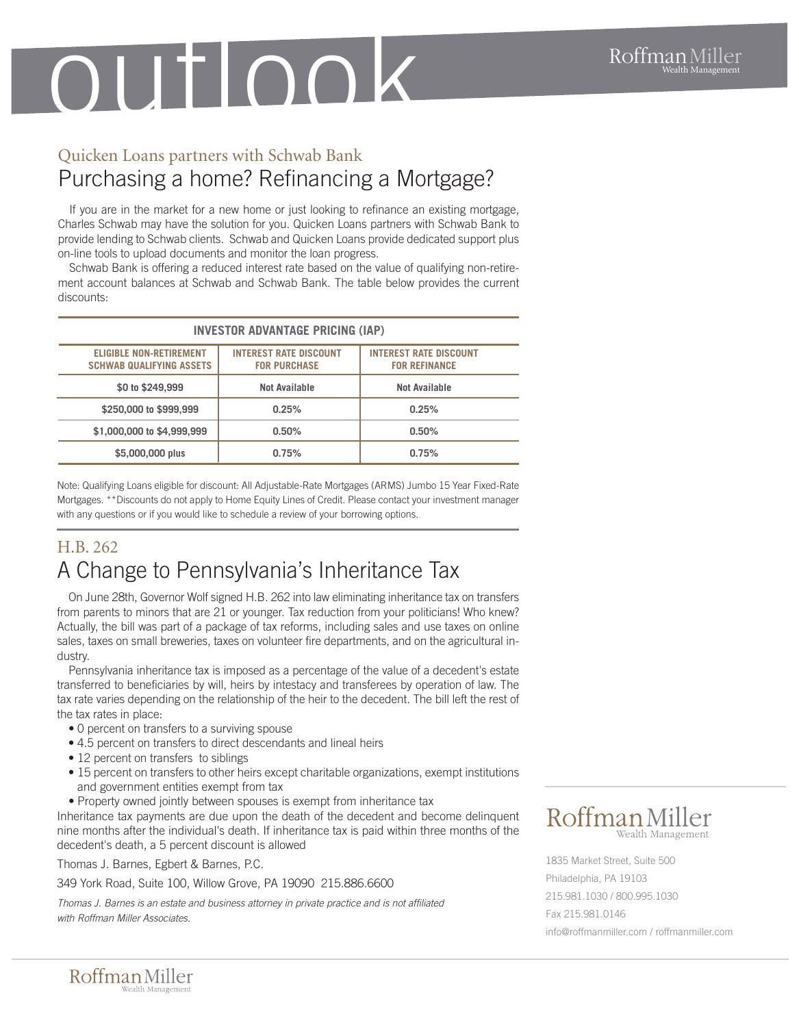# outlook

Roffman Miller Wealth Management

## Quicken Loans partners with Schwab Bank

## Purchasing a home? Refinancing a Mortgage?

If you are in the market for a new home or just looking to refinance an existing mortgage, Charles Schwab may have the solution for you. Quicken Loans partners with Schwab Bank to provide lending to Schwab clients. Schwab and Quicken Loans provide dedicated support plus on-line tools to upload documents and monitor the loan progress.

Schwab Bank is offering a reduced interest rate based on the value of qualifying non-retirement account balances at Schwab and Schwab Bank. The table below provides the current discounts:

**INVESTOR ADVANTAGE PRICING (IAP)**

| ELIGIBLE NON-RETIREMENT SCHWAB QUALIFYING ASSETS | INTEREST RATE DISCOUNT FOR PURCHASE | INTEREST RATE DISCOUNT FOR REFINANCE |
|---|---|---|
| $0 to $249,999 | Not Available | Not Available |
| $250,000 to $999,999 | 0.25% | 0.25% |
| $1,000,000 to $4,999,999 | 0.50% | 0.50% |
| $5,000,000 plus | 0.75% | 0.75% |

Note: Qualifying Loans eligible for discount: All Adjustable-Rate Mortgages (ARMS) Jumbo 15 Year Fixed-Rate Mortgages. **Discounts do not apply to Home Equity Lines of Credit. Please contact your investment manager with any questions or if you would like to schedule a review of your borrowing options.

## H.B. 262

## A Change to Pennsylvania's Inheritance Tax

On June 28th, Governor Wolf signed H.B. 262 into law eliminating inheritance tax on transfers from parents to minors that are 21 or younger. Tax reduction from your politicians! Who knew? Actually, the bill was part of a package of tax reforms, including sales and use taxes on online sales, taxes on small breweries, taxes on volunteer fire departments, and on the agricultural industry.

Pennsylvania inheritance tax is imposed as a percentage of the value of a decedent's estate transferred to beneficiaries by will, heirs by intestacy and transferees by operation of law. The tax rate varies depending on the relationship of the heir to the decedent. The bill left the rest of the tax rates in place:

- 0 percent on transfers to a surviving spouse
- 4.5 percent on transfers to direct descendants and lineal heirs
- 12 percent on transfers to siblings
- 15 percent on transfers to other heirs except charitable organizations, exempt institutions and government entities exempt from tax
- Property owned jointly between spouses is exempt from inheritance tax

Inheritance tax payments are due upon the death of the decedent and become delinquent nine months after the individual's death. If inheritance tax is paid within three months of the decedent's death, a 5 percent discount is allowed

Thomas J. Barnes, Egbert & Barnes, P.C.

349 York Road, Suite 100, Willow Grove, PA 19090 215.886.6600

*Thomas J. Barnes is an estate and business attorney in private practice and is not affiliated with Roffman Miller Associates.*

Roffman Miller Wealth Management

1835 Market Street, Suite 500
Philadelphia, PA 19103
215.981.1030 / 800.995.1030
Fax 215.981.0146
info@roffmanmiller.com / roffmanmiller.com